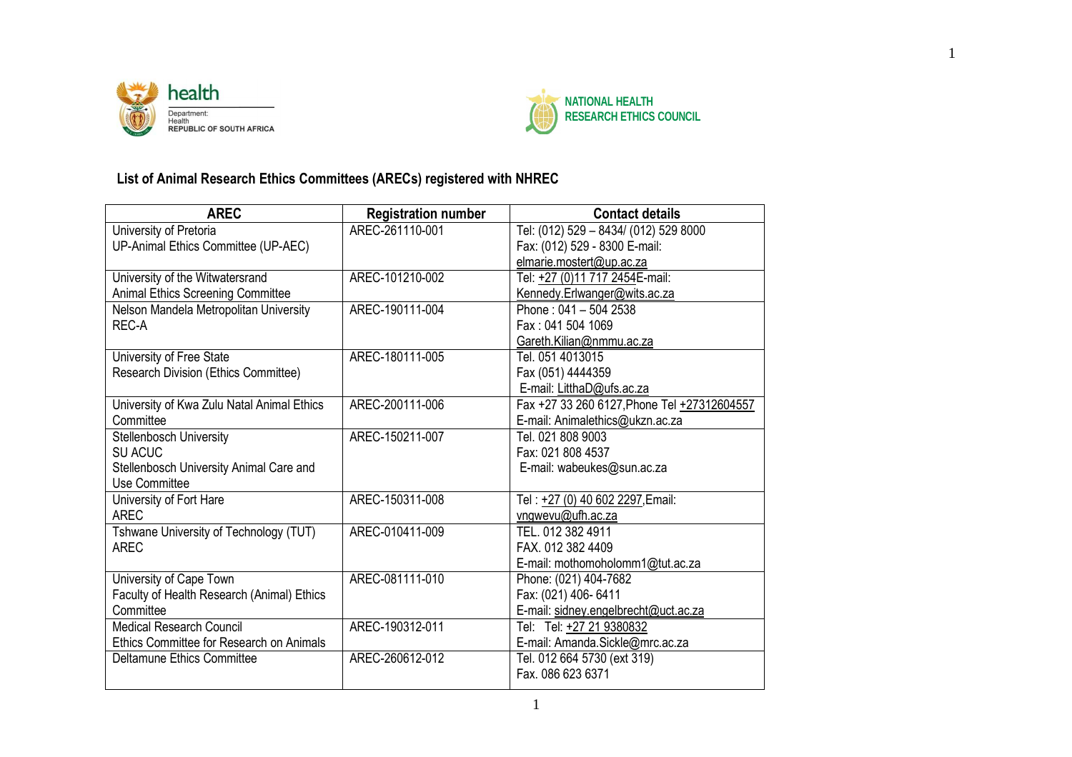health

Department:
Health
REPUBLIC OF SOUTH AFRICA

NATIONAL HEALTH
RESEARCH ETHICS COUNCIL

### List of Animal Research Ethics Committees (ARECs) registered with NHREC

| AREC | Registration number | Contact details |
|---|---|---|
| University of Pretoria<br>UP-Animal Ethics Committee (UP-AEC) | AREC-261110-001 | Tel: (012) 529 – 8434/ (012) 529 8000<br>Fax: (012) 529 - 8300 E-mail:<br>elmarie.mostert@up.ac.za |
| University of the Witwatersrand<br>Animal Ethics Screening Committee | AREC-101210-002 | Tel: +27 (0)11 717 2454E-mail:<br>Kennedy.Erlwanger@wits.ac.za |
| Nelson Mandela Metropolitan University<br>REC-A | AREC-190111-004 | Phone : 041 – 504 2538<br>Fax : 041 504 1069<br>Gareth.Kilian@nmmu.ac.za |
| University of Free State<br>Research Division (Ethics Committee) | AREC-180111-005 | Tel. 051 4013015<br>Fax (051) 4444359<br>E-mail: LitthaD@ufs.ac.za |
| University of Kwa Zulu Natal Animal Ethics Committee | AREC-200111-006 | Fax +27 33 260 6127,Phone Tel +27312604557<br>E-mail: Animalethics@ukzn.ac.za |
| Stellenbosch University<br>SU ACUC<br>Stellenbosch University Animal Care and Use Committee | AREC-150211-007 | Tel. 021 808 9003<br>Fax: 021 808 4537<br>E-mail: wabeukes@sun.ac.za |
| University of Fort Hare<br>AREC | AREC-150311-008 | Tel : +27 (0) 40 602 2297,Email:<br>vngwevu@ufh.ac.za |
| Tshwane University of Technology (TUT)<br>AREC | AREC-010411-009 | TEL. 012 382 4911<br>FAX. 012 382 4409<br>E-mail: mothomoholomm1@tut.ac.za |
| University of Cape Town<br>Faculty of Health Research (Animal) Ethics Committee | AREC-081111-010 | Phone: (021) 404-7682<br>Fax: (021) 406- 6411<br>E-mail: sidney.engelbrecht@uct.ac.za |
| Medical Research Council<br>Ethics Committee for Research on Animals | AREC-190312-011 | Tel: Tel: +27 21 9380832<br>E-mail: Amanda.Sickle@mrc.ac.za |
| Deltamune Ethics Committee | AREC-260612-012 | Tel. 012 664 5730 (ext 319)<br>Fax. 086 623 6371 |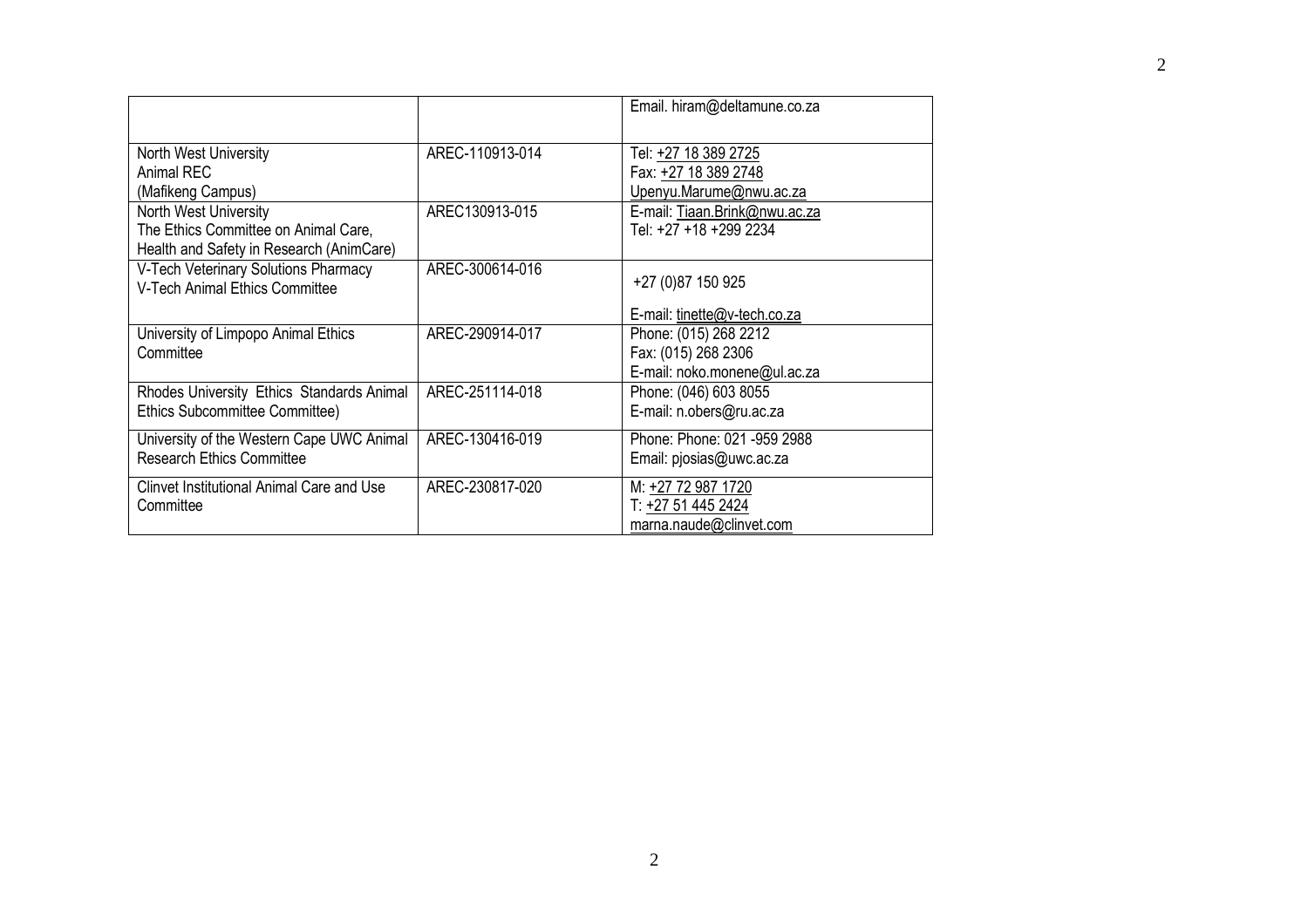| | | |
|---|---|---|
| | | Email. hiram@deltamune.co.za |
| North West University<br>Animal REC<br>(Mafikeng Campus) | AREC-110913-014 | Tel: +27 18 389 2725<br>Fax: +27 18 389 2748<br>Upenyu.Marume@nwu.ac.za |
| North West University<br>The Ethics Committee on Animal Care, Health and Safety in Research (AnimCare) | AREC130913-015 | E-mail: Tiaan.Brink@nwu.ac.za<br>Tel: +27 +18 +299 2234 |
| V-Tech Veterinary Solutions Pharmacy<br>V-Tech Animal Ethics Committee | AREC-300614-016 | +27 (0)87 150 925<br><br>E-mail: tinette@v-tech.co.za |
| University of Limpopo Animal Ethics Committee | AREC-290914-017 | Phone: (015) 268 2212<br>Fax: (015) 268 2306<br>E-mail: noko.monene@ul.ac.za |
| Rhodes University Ethics Standards Animal Ethics Subcommittee Committee) | AREC-251114-018 | Phone: (046) 603 8055<br>E-mail: n.obers@ru.ac.za |
| University of the Western Cape UWC Animal Research Ethics Committee | AREC-130416-019 | Phone: Phone: 021 -959 2988<br>Email: pjosias@uwc.ac.za |
| Clinvet Institutional Animal Care and Use Committee | AREC-230817-020 | M: +27 72 987 1720<br>T: +27 51 445 2424<br>marna.naude@clinvet.com |